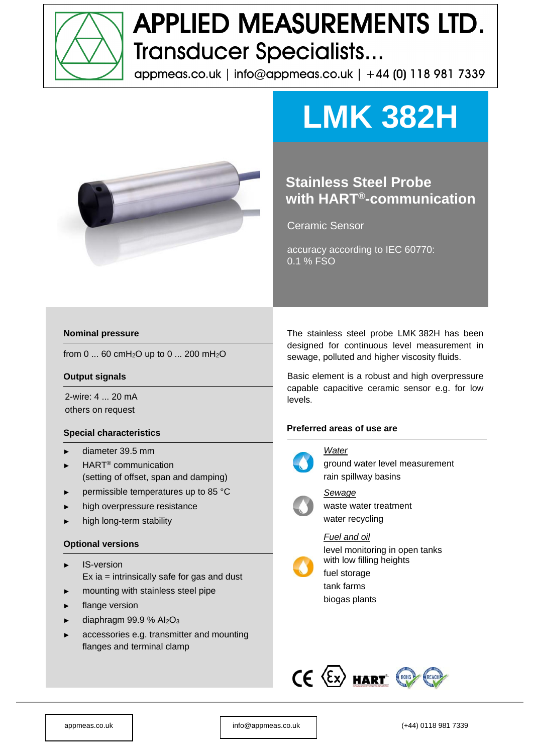# APPLIED MEASUREMENTS LTD.

Transducer Specialists...

appmeas.co.uk | info@appmeas.co.uk | +44 (0) 118 981 7339

# LMK 382H

## Stainless Steel Probe with HART®-communication

Ceramic Sensor

accuracy according to IEC 60770: 0.1 % FSO

### Nominal pressure

from 0 ... 60 cm$H_2O$ up to 0 ... 200 m$H_2O$

### Output signals

2-wire: 4 ... 20 mA
others on request

### Special characteristics

- diameter 39.5 mm
- HART® communication (setting of offset, span and damping)
- permissible temperatures up to 85 °C
- high overpressure resistance
- high long-term stability

### Optional versions

- IS-version
  Ex ia = intrinsically safe for gas and dust
- mounting with stainless steel pipe
- flange version
- diaphragm 99.9 % $Al_2O_3$
- accessories e.g. transmitter and mounting flanges and terminal clamp

The stainless steel probe LMK 382H has been designed for continuous level measurement in sewage, polluted and higher viscosity fluids.

Basic element is a robust and high overpressure capable capacitive ceramic sensor e.g. for low levels.

### Preferred areas of use are

*Water*
ground water level measurement
rain spillway basins

*Sewage*
waste water treatment
water recycling

*Fuel and oil*
level monitoring in open tanks with low filling heights
fuel storage
tank farms
biogas plants

appmeas.co.uk | info@appmeas.co.uk | (+44) 0118 981 7339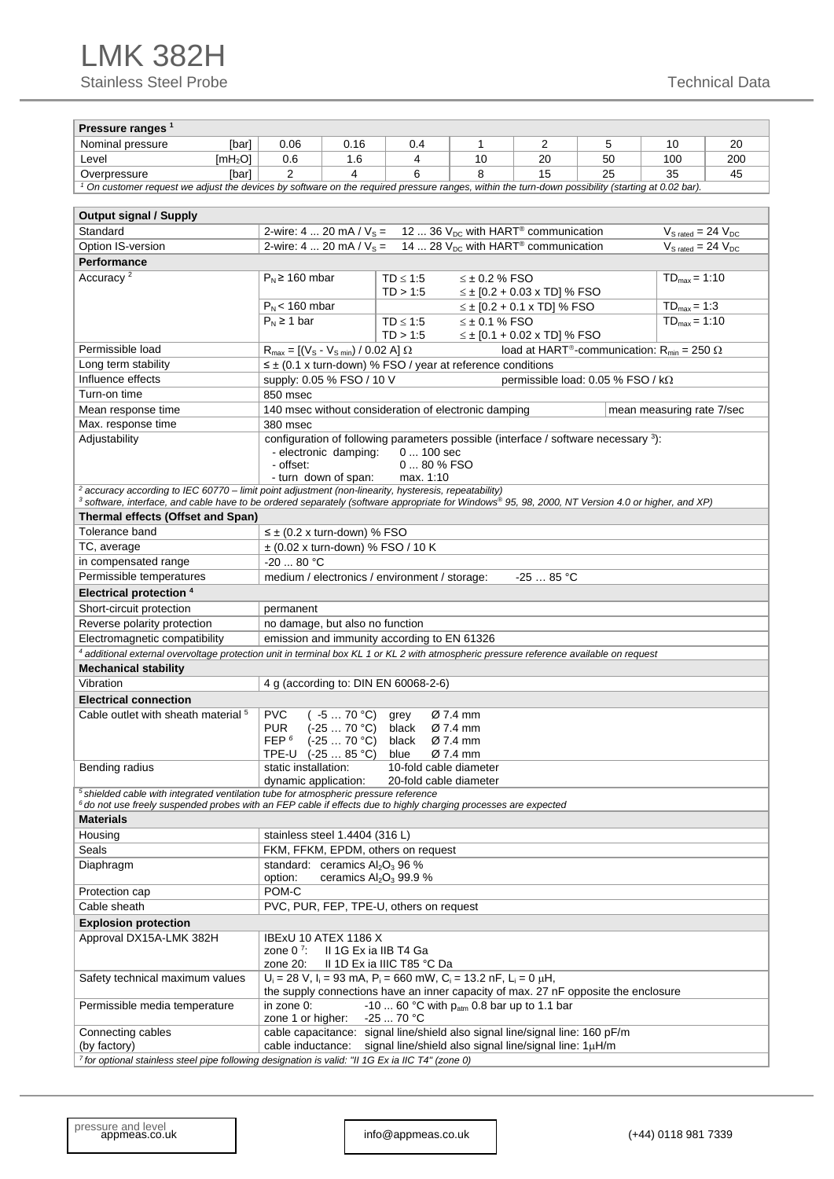# LMK 382H

Stainless Steel Probe

Technical Data

| Pressure ranges [1] | | | | | | | | | |
|---|---|---|---|---|---|---|---|---|---|
| Nominal pressure | [bar] | 0.06 | 0.16 | 0.4 | 1 | 2 | 5 | 10 | 20 |
| Level | [mH$_2$O] | 0.6 | 1.6 | 4 | 10 | 20 | 50 | 100 | 200 |
| Overpressure | [bar] | 2 | 4 | 6 | 8 | 15 | 25 | 35 | 45 |

[1] On customer request we adjust the devices by software on the required pressure ranges, within the turn-down possibility (starting at 0.02 bar).

| Output signal / Supply | | | | |
|---|---|---|---|---|
| Standard | 2-wire: 4 ... 20 mA / $V_S$ = | 12 ... 36 $V_{DC}$ with HART® communication | | $V_{S\ rated}$ = 24 $V_{DC}$ |
| Option IS-version | 2-wire: 4 ... 20 mA / $V_S$ = | 14 ... 28 $V_{DC}$ with HART® communication | | $V_{S\ rated}$ = 24 $V_{DC}$ |
| **Performance** | | | | |
| Accuracy [2] | $P_N$ ≥ 160 mbar | TD ≤ 1:5<br>TD > 1:5 | ≤ ± 0.2 % FSO<br>≤ ± [0.2 + 0.03 x TD] % FSO | $TD_{max}$ = 1:10 |
| | $P_N$ < 160 mbar | | ≤ ± [0.2 + 0.1 x TD] % FSO | $TD_{max}$ = 1:3 |
| | $P_N$ ≥ 1 bar | TD ≤ 1:5<br>TD > 1:5 | ≤ ± 0.1 % FSO<br>≤ ± [0.1 + 0.02 x TD] % FSO | $TD_{max}$ = 1:10 |
| Permissible load | $R_{max}$ = [($V_S$ - $V_{S\ min}$) / 0.02 A] Ω | | load at HART®-communication: $R_{min}$ = 250 Ω | |
| Long term stability | ≤ ± (0.1 x turn-down) % FSO / year at reference conditions | | | |
| Influence effects | supply: 0.05 % FSO / 10 V | | permissible load: 0.05 % FSO / kΩ | |
| Turn-on time | 850 msec | | | |
| Mean response time | 140 msec without consideration of electronic damping | | | mean measuring rate 7/sec |
| Max. response time | 380 msec | | | |
| Adjustability | configuration of following parameters possible (interface / software necessary [3]):<br>- electronic damping: 0 ... 100 sec<br>- offset: 0 ... 80 % FSO<br>- turn down of span: max. 1:10 | | | |

[2] accuracy according to IEC 60770 – limit point adjustment (non-linearity, hysteresis, repeatability)
[3] software, interface, and cable have to be ordered separately (software appropriate for Windows® 95, 98, 2000, NT Version 4.0 or higher, and XP)

| Thermal effects (Offset and Span) | |
|---|---|
| Tolerance band | ≤ ± (0.2 x turn-down) % FSO |
| TC, average | ± (0.02 x turn-down) % FSO / 10 K |
| in compensated range | -20 ... 80 °C |
| Permissible temperatures | medium / electronics / environment / storage: -25 … 85 °C |
| **Electrical protection [4]** | |
| Short-circuit protection | permanent |
| Reverse polarity protection | no damage, but also no function |
| Electromagnetic compatibility | emission and immunity according to EN 61326 |

[4] additional external overvoltage protection unit in terminal box KL 1 or KL 2 with atmospheric pressure reference available on request

| Mechanical stability | |
|---|---|
| Vibration | 4 g (according to: DIN EN 60068-2-6) |
| **Electrical connection** | |
| Cable outlet with sheath material [5] | PVC ( -5 … 70 °C) grey Ø 7.4 mm<br>PUR (-25 … 70 °C) black Ø 7.4 mm<br>FEP [6] (-25 … 70 °C) black Ø 7.4 mm<br>TPE-U (-25 … 85 °C) blue Ø 7.4 mm |
| Bending radius | static installation: 10-fold cable diameter<br>dynamic application: 20-fold cable diameter |

[5] shielded cable with integrated ventilation tube for atmospheric pressure reference
[6] do not use freely suspended probes with an FEP cable if effects due to highly charging processes are expected

| Materials | |
|---|---|
| Housing | stainless steel 1.4404 (316 L) |
| Seals | FKM, FFKM, EPDM, others on request |
| Diaphragm | standard: ceramics $Al_2O_3$ 96 %<br>option: ceramics $Al_2O_3$ 99.9 % |
| Protection cap | POM-C |
| Cable sheath | PVC, PUR, FEP, TPE-U, others on request |
| **Explosion protection** | |
| Approval DX15A-LMK 382H | IBExU 10 ATEX 1186 X<br>zone 0 [7]: II 1G Ex ia IIB T4 Ga<br>zone 20: II 1D Ex ia IIIC T85 °C Da |
| Safety technical maximum values | $U_i$ = 28 V, $I_i$ = 93 mA, $P_i$ = 660 mW, $C_i$ = 13.2 nF, $L_i$ = 0 μH,<br>the supply connections have an inner capacity of max. 27 nF opposite the enclosure |
| Permissible media temperature | in zone 0: -10 ... 60 °C with $p_{atm}$ 0.8 bar up to 1.1 bar<br>zone 1 or higher: -25 ... 70 °C |
| Connecting cables<br>(by factory) | cable capacitance: signal line/shield also signal line/signal line: 160 pF/m<br>cable inductance: signal line/shield also signal line/signal line: 1μH/m |

[7] for optional stainless steel pipe following designation is valid: "II 1G Ex ia IIC T4" (zone 0)

pressure and level appmeas.co.uk | info@appmeas.co.uk | (+44) 0118 981 7339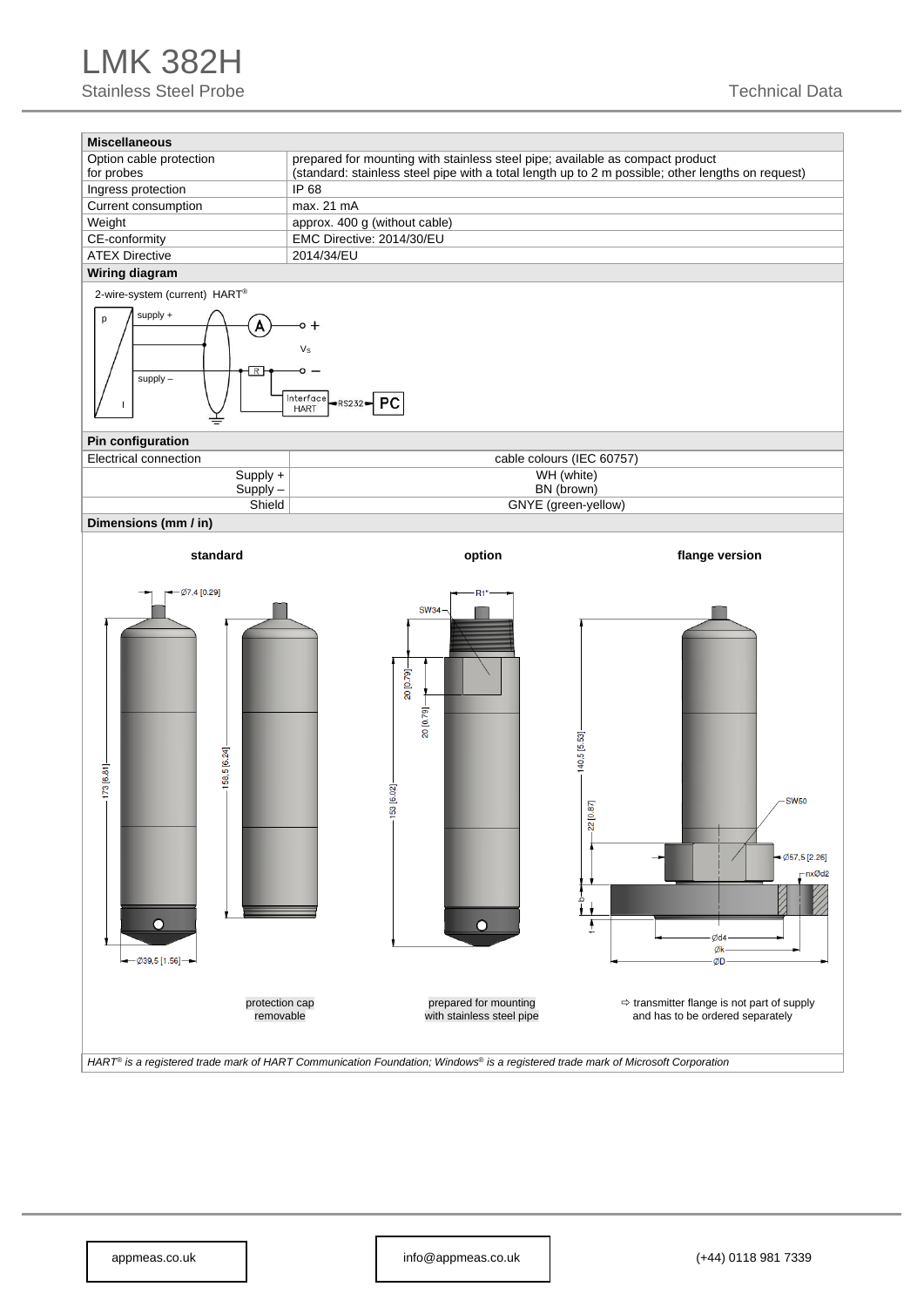# LMK 382H

Stainless Steel Probe

Technical Data

| **Miscellaneous** | |
|---|---|
| Option cable protection for probes | prepared for mounting with stainless steel pipe; available as compact product (standard: stainless steel pipe with a total length up to 2 m possible; other lengths on request) |
| Ingress protection | IP 68 |
| Current consumption | max. 21 mA |
| Weight | approx. 400 g (without cable) |
| CE-conformity | EMC Directive: 2014/30/EU |
| ATEX Directive | 2014/34/EU |

**Wiring diagram**

2-wire-system (current) HART®

p, supply +, A, +, $V_S$, R, −, supply −, I, Interface HART, RS232, PC

| **Pin configuration** | |
|---|---|
| Electrical connection | cable colours (IEC 60757) |
| Supply +<br>Supply – | WH (white)<br>BN (brown) |
| Shield | GNYE (green-yellow) |

**Dimensions (mm / in)**

**standard** — Ø7,4 [0.29], 173 [6.81], 158,5 [6.24], Ø39,5 [1.56]

protection cap removable

**option** — R1", SW34, 20 [0.79], 20 [0.79], 153 [6.02]

prepared for mounting with stainless steel pipe

**flange version** — 140,5 [5.53], 22 [0.87], b, f, SW50, Ø57,5 [2.26], nxØd2, Ød4, Øk, ØD

⇨ transmitter flange is not part of supply and has to be ordered separately

*HART® is a registered trade mark of HART Communication Foundation; Windows® is a registered trade mark of Microsoft Corporation*

appmeas.co.uk | info@appmeas.co.uk | (+44) 0118 981 7339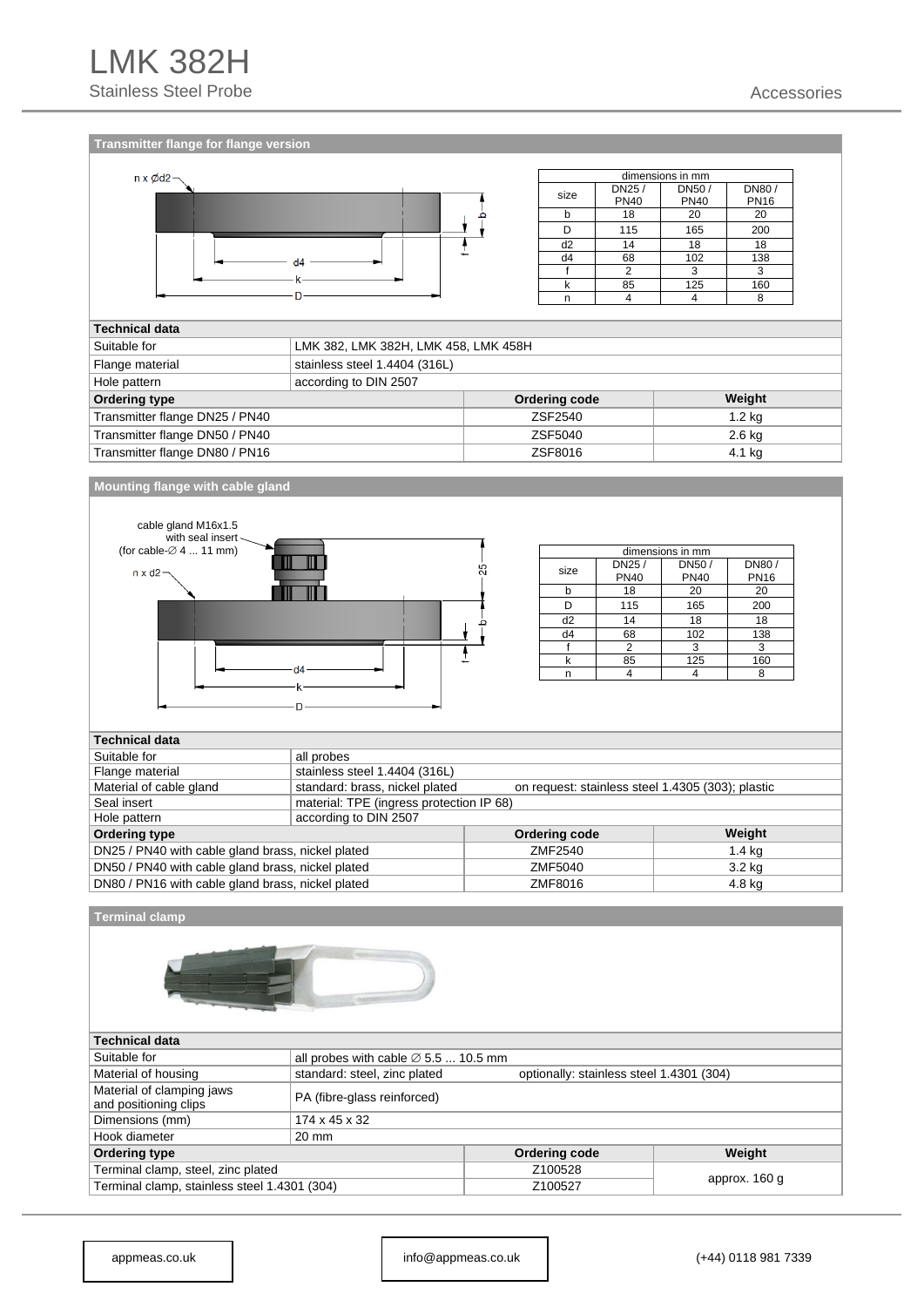# LMK 382H

Stainless Steel Probe

Accessories

## Transmitter flange for flange version

n x Ød2

| dimensions in mm | | | |
|---|---|---|---|
| size | DN25 / PN40 | DN50 / PN40 | DN80 / PN16 |
| b | 18 | 20 | 20 |
| D | 115 | 165 | 200 |
| d2 | 14 | 18 | 18 |
| d4 | 68 | 102 | 138 |
| f | 2 | 3 | 3 |
| k | 85 | 125 | 160 |
| n | 4 | 4 | 8 |

| Technical data | |
|---|---|
| Suitable for | LMK 382, LMK 382H, LMK 458, LMK 458H |
| Flange material | stainless steel 1.4404 (316L) |
| Hole pattern | according to DIN 2507 |

| Ordering type | Ordering code | Weight |
|---|---|---|
| Transmitter flange DN25 / PN40 | ZSF2540 | 1.2 kg |
| Transmitter flange DN50 / PN40 | ZSF5040 | 2.6 kg |
| Transmitter flange DN80 / PN16 | ZSF8016 | 4.1 kg |

## Mounting flange with cable gland

cable gland M16x1.5 with seal insert (for cable-∅ 4 ... 11 mm)

n x d2

| dimensions in mm | | | |
|---|---|---|---|
| size | DN25 / PN40 | DN50 / PN40 | DN80 / PN16 |
| b | 18 | 20 | 20 |
| D | 115 | 165 | 200 |
| d2 | 14 | 18 | 18 |
| d4 | 68 | 102 | 138 |
| f | 2 | 3 | 3 |
| k | 85 | 125 | 160 |
| n | 4 | 4 | 8 |

| Technical data | | |
|---|---|---|
| Suitable for | all probes | |
| Flange material | stainless steel 1.4404 (316L) | |
| Material of cable gland | standard: brass, nickel plated | on request: stainless steel 1.4305 (303); plastic |
| Seal insert | material: TPE (ingress protection IP 68) | |
| Hole pattern | according to DIN 2507 | |

| Ordering type | Ordering code | Weight |
|---|---|---|
| DN25 / PN40 with cable gland brass, nickel plated | ZMF2540 | 1.4 kg |
| DN50 / PN40 with cable gland brass, nickel plated | ZMF5040 | 3.2 kg |
| DN80 / PN16 with cable gland brass, nickel plated | ZMF8016 | 4.8 kg |

## Terminal clamp

| Technical data | | |
|---|---|---|
| Suitable for | all probes with cable ∅ 5.5 ... 10.5 mm | |
| Material of housing | standard: steel, zinc plated | optionally: stainless steel 1.4301 (304) |
| Material of clamping jaws and positioning clips | PA (fibre-glass reinforced) | |
| Dimensions (mm) | 174 x 45 x 32 | |
| Hook diameter | 20 mm | |

| Ordering type | Ordering code | Weight |
|---|---|---|
| Terminal clamp, steel, zinc plated | Z100528 | approx. 160 g |
| Terminal clamp, stainless steel 1.4301 (304) | Z100527 | |

appmeas.co.uk | info@appmeas.co.uk | (+44) 0118 981 7339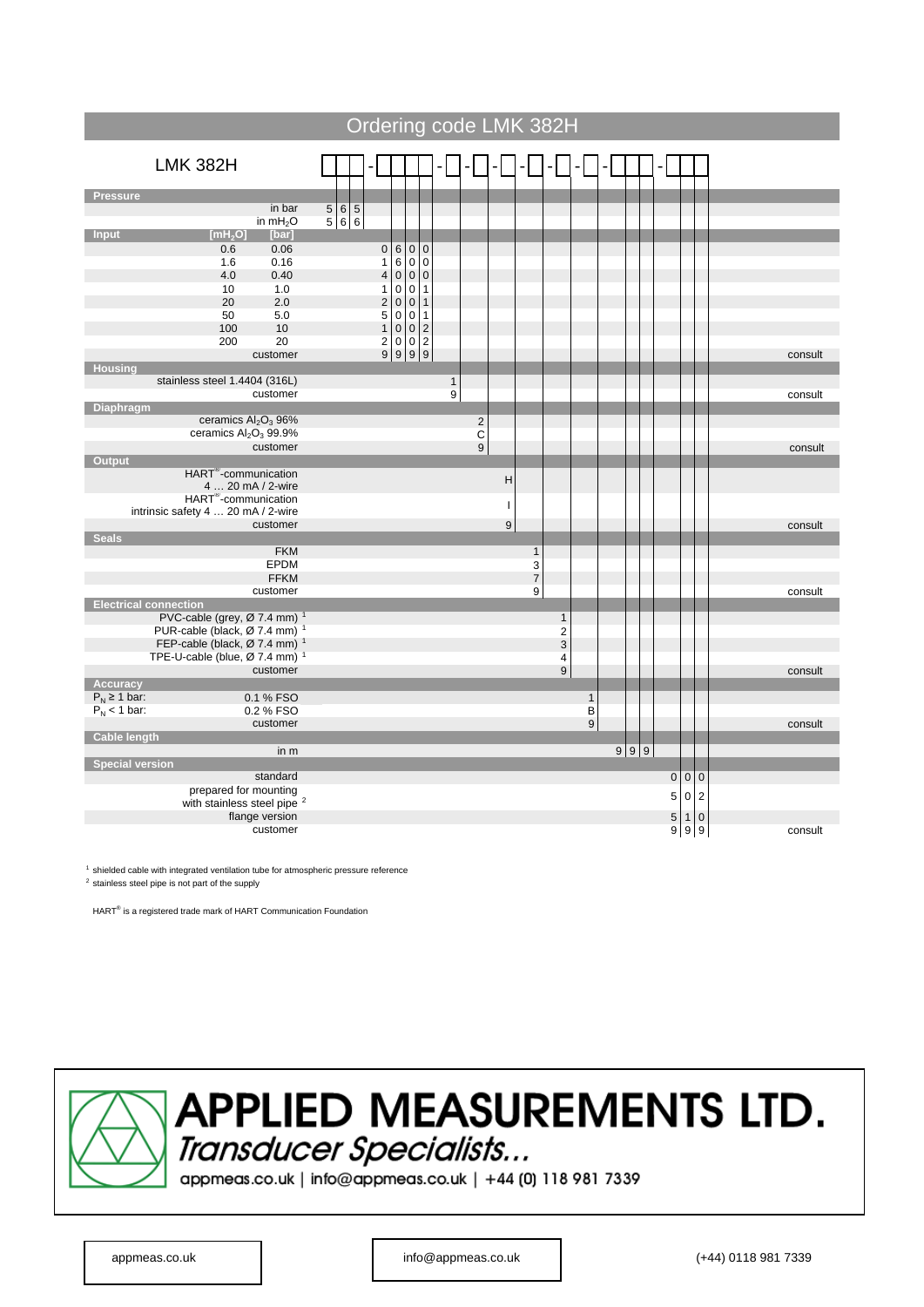# Ordering code LMK 382H

LMK 382H [ | | ] - [ | | | ] - [ ] - [ ] - [ ] - [ ] - [ ] - [ ] - [ | | ] - [ | | ]

| | | Code | |
|---|---|---|---|
| **Pressure** | | | |
| | in bar | 5 6 5 | |
| | in $mH_2O$ | 5 6 6 | |
| **Input** [$mH_2O$] | [bar] | | |
| 0.6 | 0.06 | 0 6 0 0 | |
| 1.6 | 0.16 | 1 6 0 0 | |
| 4.0 | 0.40 | 4 0 0 0 | |
| 10 | 1.0 | 1 0 0 1 | |
| 20 | 2.0 | 2 0 0 1 | |
| 50 | 5.0 | 5 0 0 1 | |
| 100 | 10 | 1 0 0 2 | |
| 200 | 20 | 2 0 0 2 | |
| | customer | 9 9 9 9 | consult |
| **Housing** | | | |
| stainless steel 1.4404 (316L) | | 1 | |
| | customer | 9 | consult |
| **Diaphragm** | | | |
| ceramics $Al_2O_3$ 96% | | 2 | |
| ceramics $Al_2O_3$ 99.9% | | C | |
| | customer | 9 | consult |
| **Output** | | | |
| HART®-communication 4 … 20 mA / 2-wire | | H | |
| HART®-communication intrinsic safety 4 … 20 mA / 2-wire | | I | |
| | customer | 9 | consult |
| **Seals** | | | |
| | FKM | 1 | |
| | EPDM | 3 | |
| | FFKM | 7 | |
| | customer | 9 | consult |
| **Electrical connection** | | | |
| PVC-cable (grey, Ø 7.4 mm) [1] | | 1 | |
| PUR-cable (black, Ø 7.4 mm) [1] | | 2 | |
| FEP-cable (black, Ø 7.4 mm) [1] | | 3 | |
| TPE-U-cable (blue, Ø 7.4 mm) [1] | | 4 | |
| | customer | 9 | consult |
| **Accuracy** | | | |
| $P_N \geq 1$ bar: | 0.1 % FSO | 1 | |
| $P_N < 1$ bar: | 0.2 % FSO | B | |
| | customer | 9 | consult |
| **Cable length** | | | |
| | in m | 9 9 9 | |
| **Special version** | | | |
| | standard | 0 0 0 | |
| prepared for mounting with stainless steel pipe [2] | | 5 0 2 | |
| | flange version | 5 1 0 | |
| | customer | 9 9 9 | consult |

[1] shielded cable with integrated ventilation tube for atmospheric pressure reference
[2] stainless steel pipe is not part of the supply

HART® is a registered trade mark of HART Communication Foundation

**APPLIED MEASUREMENTS LTD.**
*Transducer Specialists...*
appmeas.co.uk | info@appmeas.co.uk | +44 (0) 118 981 7339

appmeas.co.uk | info@appmeas.co.uk | (+44) 0118 981 7339